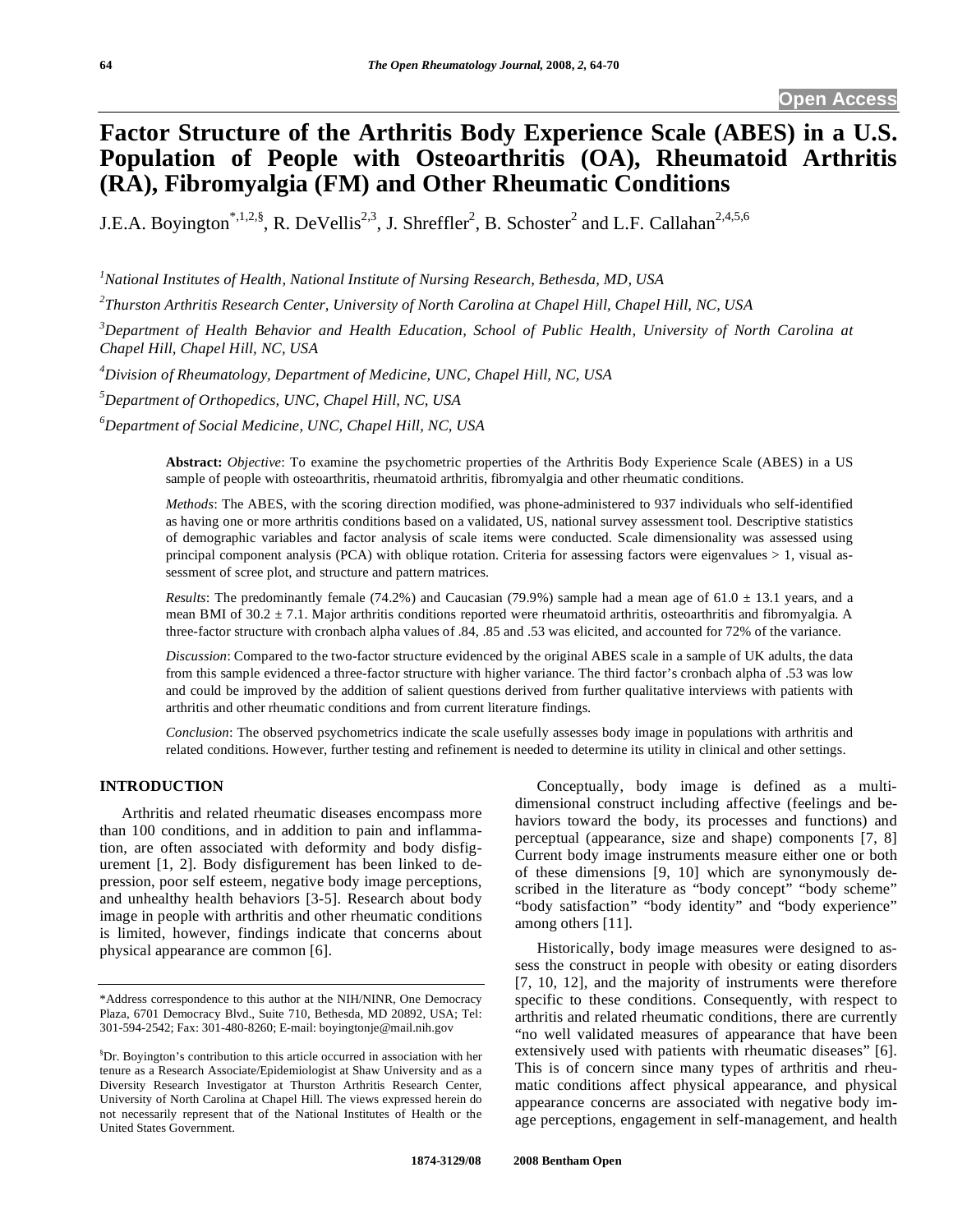Open Access

# Factor Structure of the Arthritis Body Experience Scale (ABES) in a U.S. Population of People with Osteoarthritis (OA), Rheumatoid Arthritis (RA), Fibromyalgia (FM) and Other Rheumatic Conditions

J.E.A. Boyington[*,1,2,§], R. DeVellis[2,3], J. Shreffler[2], B. Schoster[2] and L.F. Callahan[2,4,5,6]

[1] *National Institutes of Health, National Institute of Nursing Research, Bethesda, MD, USA*

[2] *Thurston Arthritis Research Center, University of North Carolina at Chapel Hill, Chapel Hill, NC, USA*

[3] *Department of Health Behavior and Health Education, School of Public Health, University of North Carolina at Chapel Hill, Chapel Hill, NC, USA*

[4] *Division of Rheumatology, Department of Medicine, UNC, Chapel Hill, NC, USA*

[5] *Department of Orthopedics, UNC, Chapel Hill, NC, USA*

[6] *Department of Social Medicine, UNC, Chapel Hill, NC, USA*

**Abstract:** *Objective*: To examine the psychometric properties of the Arthritis Body Experience Scale (ABES) in a US sample of people with osteoarthritis, rheumatoid arthritis, fibromyalgia and other rheumatic conditions.

*Methods*: The ABES, with the scoring direction modified, was phone-administered to 937 individuals who self-identified as having one or more arthritis conditions based on a validated, US, national survey assessment tool. Descriptive statistics of demographic variables and factor analysis of scale items were conducted. Scale dimensionality was assessed using principal component analysis (PCA) with oblique rotation. Criteria for assessing factors were eigenvalues > 1, visual assessment of scree plot, and structure and pattern matrices.

*Results*: The predominantly female (74.2%) and Caucasian (79.9%) sample had a mean age of 61.0 ± 13.1 years, and a mean BMI of 30.2 ± 7.1. Major arthritis conditions reported were rheumatoid arthritis, osteoarthritis and fibromyalgia. A three-factor structure with cronbach alpha values of .84, .85 and .53 was elicited, and accounted for 72% of the variance.

*Discussion*: Compared to the two-factor structure evidenced by the original ABES scale in a sample of UK adults, the data from this sample evidenced a three-factor structure with higher variance. The third factor's cronbach alpha of .53 was low and could be improved by the addition of salient questions derived from further qualitative interviews with patients with arthritis and other rheumatic conditions and from current literature findings.

*Conclusion*: The observed psychometrics indicate the scale usefully assesses body image in populations with arthritis and related conditions. However, further testing and refinement is needed to determine its utility in clinical and other settings.

## INTRODUCTION

Arthritis and related rheumatic diseases encompass more than 100 conditions, and in addition to pain and inflammation, are often associated with deformity and body disfigurement [1, 2]. Body disfigurement has been linked to depression, poor self esteem, negative body image perceptions, and unhealthy health behaviors [3-5]. Research about body image in people with arthritis and other rheumatic conditions is limited, however, findings indicate that concerns about physical appearance are common [6].

Conceptually, body image is defined as a multi-dimensional construct including affective (feelings and behaviors toward the body, its processes and functions) and perceptual (appearance, size and shape) components [7, 8] Current body image instruments measure either one or both of these dimensions [9, 10] which are synonymously described in the literature as "body concept" "body scheme" "body satisfaction" "body identity" and "body experience" among others [11].

Historically, body image measures were designed to assess the construct in people with obesity or eating disorders [7, 10, 12], and the majority of instruments were therefore specific to these conditions. Consequently, with respect to arthritis and related rheumatic conditions, there are currently "no well validated measures of appearance that have been extensively used with patients with rheumatic diseases" [6]. This is of concern since many types of arthritis and rheumatic conditions affect physical appearance, and physical appearance concerns are associated with negative body image perceptions, engagement in self-management, and health

---

*Address correspondence to this author at the NIH/NINR, One Democracy Plaza, 6701 Democracy Blvd., Suite 710, Bethesda, MD 20892, USA; Tel: 301-594-2542; Fax: 301-480-8260; E-mail: boyingtonje@mail.nih.gov

[§] Dr. Boyington's contribution to this article occurred in association with her tenure as a Research Associate/Epidemiologist at Shaw University and as a Diversity Research Investigator at Thurston Arthritis Research Center, University of North Carolina at Chapel Hill. The views expressed herein do not necessarily represent that of the National Institutes of Health or the United States Government.

1874-3129/08 2008 Bentham Open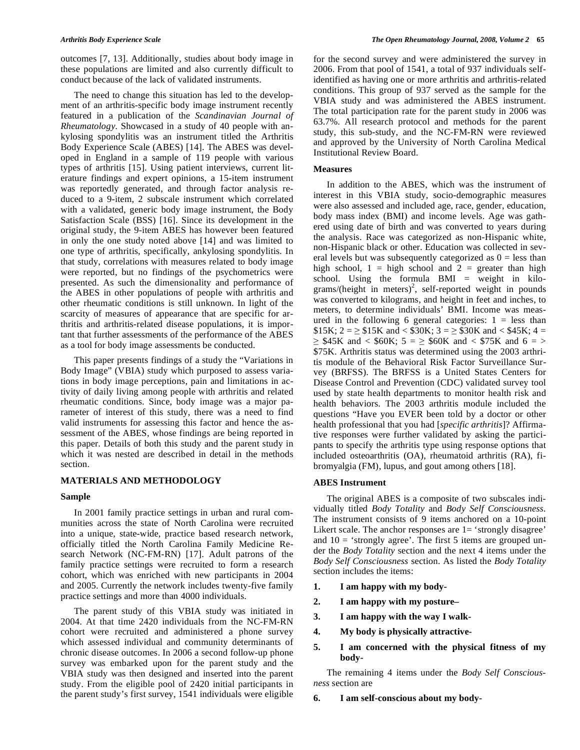outcomes [7, 13]. Additionally, studies about body image in these populations are limited and also currently difficult to conduct because of the lack of validated instruments.

The need to change this situation has led to the development of an arthritis-specific body image instrument recently featured in a publication of the *Scandinavian Journal of Rheumatology*. Showcased in a study of 40 people with ankylosing spondylitis was an instrument titled the Arthritis Body Experience Scale (ABES) [14]. The ABES was developed in England in a sample of 119 people with various types of arthritis [15]. Using patient interviews, current literature findings and expert opinions, a 15-item instrument was reportedly generated, and through factor analysis reduced to a 9-item, 2 subscale instrument which correlated with a validated, generic body image instrument, the Body Satisfaction Scale (BSS) [16]. Since its development in the original study, the 9-item ABES has however been featured in only the one study noted above [14] and was limited to one type of arthritis, specifically, ankylosing spondylitis. In that study, correlations with measures related to body image were reported, but no findings of the psychometrics were presented. As such the dimensionality and performance of the ABES in other populations of people with arthritis and other rheumatic conditions is still unknown. In light of the scarcity of measures of appearance that are specific for arthritis and arthritis-related disease populations, it is important that further assessments of the performance of the ABES as a tool for body image assessments be conducted.

This paper presents findings of a study the "Variations in Body Image" (VBIA) study which purposed to assess variations in body image perceptions, pain and limitations in activity of daily living among people with arthritis and related rheumatic conditions. Since, body image was a major parameter of interest of this study, there was a need to find valid instruments for assessing this factor and hence the assessment of the ABES, whose findings are being reported in this paper. Details of both this study and the parent study in which it was nested are described in detail in the methods section.

## MATERIALS AND METHODOLOGY

### Sample

In 2001 family practice settings in urban and rural communities across the state of North Carolina were recruited into a unique, state-wide, practice based research network, officially titled the North Carolina Family Medicine Research Network (NC-FM-RN) [17]. Adult patrons of the family practice settings were recruited to form a research cohort, which was enriched with new participants in 2004 and 2005. Currently the network includes twenty-five family practice settings and more than 4000 individuals.

The parent study of this VBIA study was initiated in 2004. At that time 2420 individuals from the NC-FM-RN cohort were recruited and administered a phone survey which assessed individual and community determinants of chronic disease outcomes. In 2006 a second follow-up phone survey was embarked upon for the parent study and the VBIA study was then designed and inserted into the parent study. From the eligible pool of 2420 initial participants in the parent study's first survey, 1541 individuals were eligible for the second survey and were administered the survey in 2006. From that pool of 1541, a total of 937 individuals self-identified as having one or more arthritis and arthritis-related conditions. This group of 937 served as the sample for the VBIA study and was administered the ABES instrument. The total participation rate for the parent study in 2006 was 63.7%. All research protocol and methods for the parent study, this sub-study, and the NC-FM-RN were reviewed and approved by the University of North Carolina Medical Institutional Review Board.

### Measures

In addition to the ABES, which was the instrument of interest in this VBIA study, socio-demographic measures were also assessed and included age, race, gender, education, body mass index (BMI) and income levels. Age was gathered using date of birth and was converted to years during the analysis. Race was categorized as non-Hispanic white, non-Hispanic black or other. Education was collected in several levels but was subsequently categorized as 0 = less than high school, 1 = high school and 2 = greater than high school. Using the formula BMI = weight in kilograms/(height in meters)$^2$, self-reported weight in pounds was converted to kilograms, and height in feet and inches, to meters, to determine individuals' BMI. Income was measured in the following 6 general categories: 1 = less than \$15K; 2 = ≥ \$15K and < \$30K; 3 = ≥ \$30K and < \$45K; 4 = ≥ \$45K and < \$60K; 5 = ≥ \$60K and < \$75K and 6 = > \$75K. Arthritis status was determined using the 2003 arthritis module of the Behavioral Risk Factor Surveillance Survey (BRFSS). The BRFSS is a United States Centers for Disease Control and Prevention (CDC) validated survey tool used by state health departments to monitor health risk and health behaviors. The 2003 arthritis module included the questions "Have you EVER been told by a doctor or other health professional that you had [*specific arthritis*]? Affirmative responses were further validated by asking the participants to specify the arthritis type using response options that included osteoarthritis (OA), rheumatoid arthritis (RA), fibromyalgia (FM), lupus, and gout among others [18].

### ABES Instrument

The original ABES is a composite of two subscales individually titled *Body Totality* and *Body Self Consciousness*. The instrument consists of 9 items anchored on a 10-point Likert scale. The anchor responses are 1= 'strongly disagree' and 10 = 'strongly agree'. The first 5 items are grouped under the *Body Totality* section and the next 4 items under the *Body Self Consciousness* section. As listed the *Body Totality* section includes the items:

1. **I am happy with my body-**
2. **I am happy with my posture–**
3. **I am happy with the way I walk-**
4. **My body is physically attractive-**
5. **I am concerned with the physical fitness of my body-**

The remaining 4 items under the *Body Self Consciousness* section are

6. **I am self-conscious about my body-**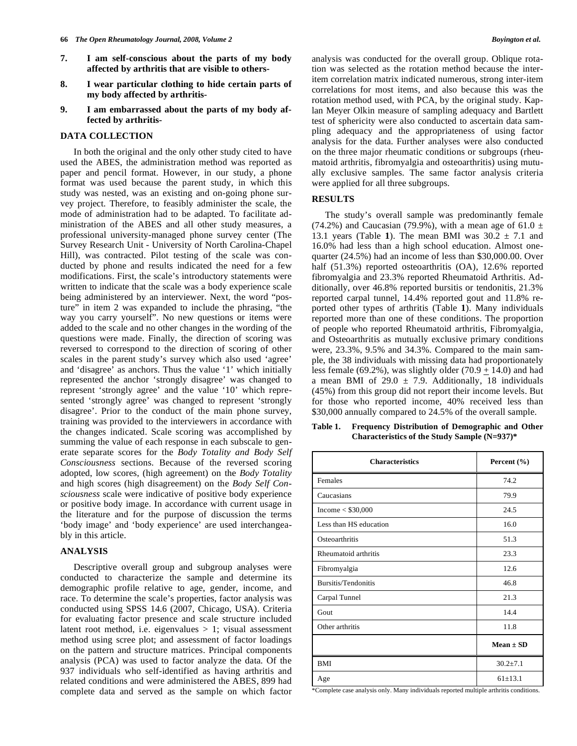7. **I am self-conscious about the parts of my body affected by arthritis that are visible to others-**
8. **I wear particular clothing to hide certain parts of my body affected by arthritis-**
9. **I am embarrassed about the parts of my body affected by arthritis-**

## DATA COLLECTION

In both the original and the only other study cited to have used the ABES, the administration method was reported as paper and pencil format. However, in our study, a phone format was used because the parent study, in which this study was nested, was an existing and on-going phone survey project. Therefore, to feasibly administer the scale, the mode of administration had to be adapted. To facilitate administration of the ABES and all other study measures, a professional university-managed phone survey center (The Survey Research Unit - University of North Carolina-Chapel Hill), was contracted. Pilot testing of the scale was conducted by phone and results indicated the need for a few modifications. First, the scale's introductory statements were written to indicate that the scale was a body experience scale being administered by an interviewer. Next, the word "posture" in item 2 was expanded to include the phrasing, "the way you carry yourself". No new questions or items were added to the scale and no other changes in the wording of the questions were made. Finally, the direction of scoring was reversed to correspond to the direction of scoring of other scales in the parent study's survey which also used 'agree' and 'disagree' as anchors. Thus the value '1' which initially represented the anchor 'strongly disagree' was changed to represent 'strongly agree' and the value '10' which represented 'strongly agree' was changed to represent 'strongly disagree'. Prior to the conduct of the main phone survey, training was provided to the interviewers in accordance with the changes indicated. Scale scoring was accomplished by summing the value of each response in each subscale to generate separate scores for the *Body Totality and Body Self Consciousness* sections. Because of the reversed scoring adopted, low scores, (high agreement) on the *Body Totality* and high scores (high disagreement) on the *Body Self Consciousness* scale were indicative of positive body experience or positive body image. In accordance with current usage in the literature and for the purpose of discussion the terms 'body image' and 'body experience' are used interchangeably in this article.

## ANALYSIS

Descriptive overall group and subgroup analyses were conducted to characterize the sample and determine its demographic profile relative to age, gender, income, and race. To determine the scale's properties, factor analysis was conducted using SPSS 14.6 (2007, Chicago, USA). Criteria for evaluating factor presence and scale structure included latent root method, i.e. eigenvalues > 1; visual assessment method using scree plot; and assessment of factor loadings on the pattern and structure matrices. Principal components analysis (PCA) was used to factor analyze the data. Of the 937 individuals who self-identified as having arthritis and related conditions and were administered the ABES, 899 had complete data and served as the sample on which factor analysis was conducted for the overall group. Oblique rotation was selected as the rotation method because the inter-item correlation matrix indicated numerous, strong inter-item correlations for most items, and also because this was the rotation method used, with PCA, by the original study. Kaplan Meyer Olkin measure of sampling adequacy and Bartlett test of sphericity were also conducted to ascertain data sampling adequacy and the appropriateness of using factor analysis for the data. Further analyses were also conducted on the three major rheumatic conditions or subgroups (rheumatoid arthritis, fibromyalgia and osteoarthritis) using mutually exclusive samples. The same factor analysis criteria were applied for all three subgroups.

## RESULTS

The study's overall sample was predominantly female (74.2%) and Caucasian (79.9%), with a mean age of 61.0 ± 13.1 years (Table **1**). The mean BMI was 30.2 ± 7.1 and 16.0% had less than a high school education. Almost one-quarter (24.5%) had an income of less than $30,000.00. Over half (51.3%) reported osteoarthritis (OA), 12.6% reported fibromyalgia and 23.3% reported Rheumatoid Arthritis. Additionally, over 46.8% reported bursitis or tendonitis, 21.3% reported carpal tunnel, 14.4% reported gout and 11.8% reported other types of arthritis (Table **1**). Many individuals reported more than one of these conditions. The proportion of people who reported Rheumatoid arthritis, Fibromyalgia, and Osteoarthritis as mutually exclusive primary conditions were, 23.3%, 9.5% and 34.3%. Compared to the main sample, the 38 individuals with missing data had proportionately less female (69.2%), was slightly older (70.9 ± 14.0) and had a mean BMI of 29.0 ± 7.9. Additionally, 18 individuals (45%) from this group did not report their income levels. But for those who reported income, 40% received less than $30,000 annually compared to 24.5% of the overall sample.

**Table 1. Frequency Distribution of Demographic and Other Characteristics of the Study Sample (N=937)\***

| Characteristics | Percent (%) |
|---|---|
| Females | 74.2 |
| Caucasians | 79.9 |
| Income < $30,000 | 24.5 |
| Less than HS education | 16.0 |
| Osteoarthritis | 51.3 |
| Rheumatoid arthritis | 23.3 |
| Fibromyalgia | 12.6 |
| Bursitis/Tendonitis | 46.8 |
| Carpal Tunnel | 21.3 |
| Gout | 14.4 |
| Other arthritis | 11.8 |
| | **Mean ± SD** |
| BMI | 30.2±7.1 |
| Age | 61±13.1 |

\*Complete case analysis only. Many individuals reported multiple arthritis conditions.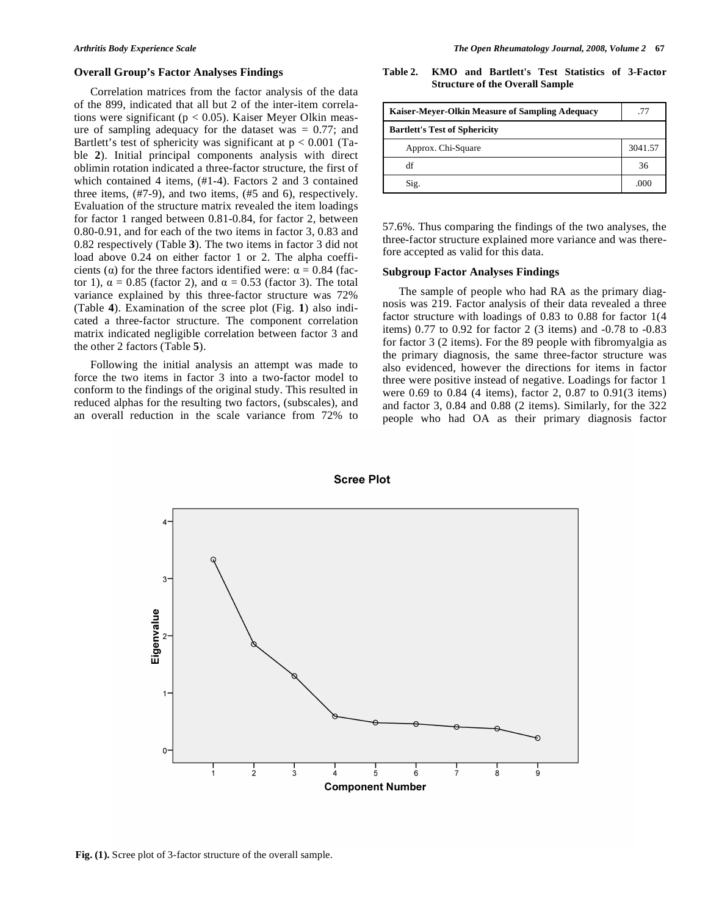### Overall Group's Factor Analyses Findings

Correlation matrices from the factor analysis of the data of the 899, indicated that all but 2 of the inter-item correlations were significant ($p < 0.05$). Kaiser Meyer Olkin measure of sampling adequacy for the dataset was = 0.77; and Bartlett's test of sphericity was significant at $p < 0.001$ (Table **2**). Initial principal components analysis with direct oblimin rotation indicated a three-factor structure, the first of which contained 4 items, (#1-4). Factors 2 and 3 contained three items, (#7-9), and two items, (#5 and 6), respectively. Evaluation of the structure matrix revealed the item loadings for factor 1 ranged between 0.81-0.84, for factor 2, between 0.80-0.91, and for each of the two items in factor 3, 0.83 and 0.82 respectively (Table **3**). The two items in factor 3 did not load above 0.24 on either factor 1 or 2. The alpha coefficients ($\alpha$) for the three factors identified were: $\alpha = 0.84$ (factor 1), $\alpha = 0.85$ (factor 2), and $\alpha = 0.53$ (factor 3). The total variance explained by this three-factor structure was 72% (Table **4**). Examination of the scree plot (Fig. **1**) also indicated a three-factor structure. The component correlation matrix indicated negligible correlation between factor 3 and the other 2 factors (Table **5**).

Following the initial analysis an attempt was made to force the two items in factor 3 into a two-factor model to conform to the findings of the original study. This resulted in reduced alphas for the resulting two factors, (subscales), and an overall reduction in the scale variance from 72% to 57.6%. Thus comparing the findings of the two analyses, the three-factor structure explained more variance and was therefore accepted as valid for this data.

**Table 2. KMO and Bartlett's Test Statistics of 3-Factor Structure of the Overall Sample**

| Kaiser-Meyer-Olkin Measure of Sampling Adequacy | .77 |
|---|---|
| **Bartlett's Test of Sphericity** | |
| Approx. Chi-Square | 3041.57 |
| df | 36 |
| Sig. | .000 |

### Subgroup Factor Analyses Findings

The sample of people who had RA as the primary diagnosis was 219. Factor analysis of their data revealed a three factor structure with loadings of 0.83 to 0.88 for factor 1(4 items) 0.77 to 0.92 for factor 2 (3 items) and -0.78 to -0.83 for factor 3 (2 items). For the 89 people with fibromyalgia as the primary diagnosis, the same three-factor structure was also evidenced, however the directions for items in factor three were positive instead of negative. Loadings for factor 1 were 0.69 to 0.84 (4 items), factor 2, 0.87 to 0.91(3 items) and factor 3, 0.84 and 0.88 (2 items). Similarly, for the 322 people who had OA as their primary diagnosis factor

**Fig. (1).** Scree plot of 3-factor structure of the overall sample.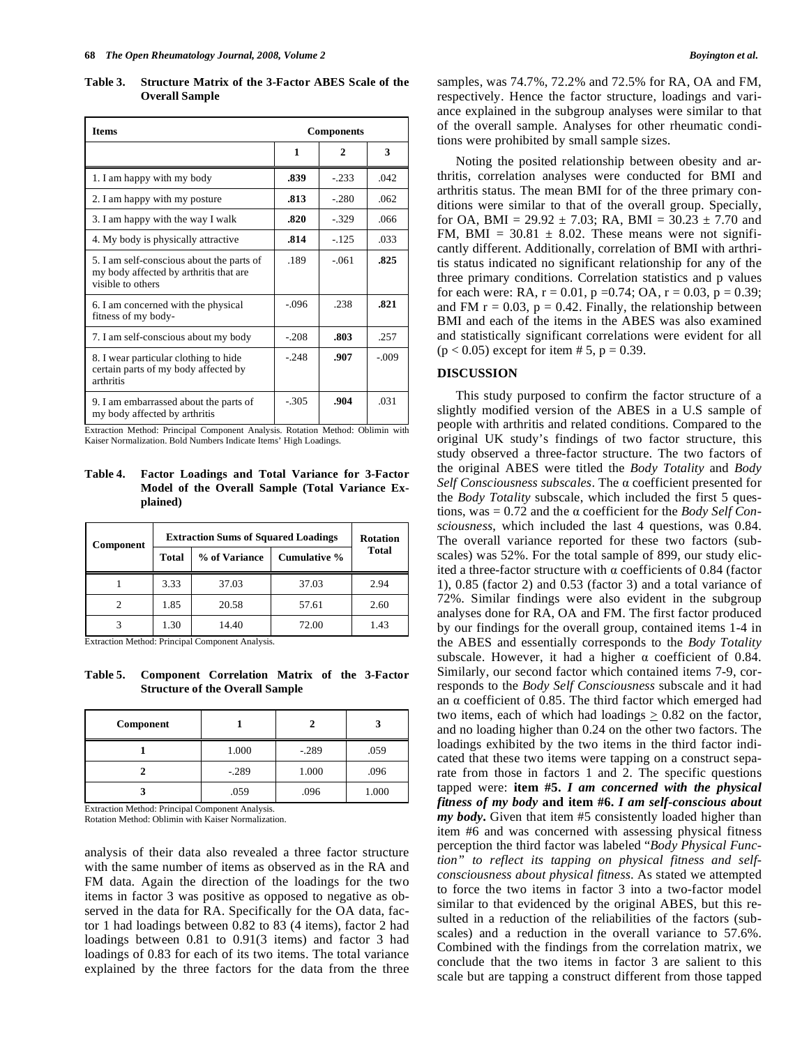**Table 3. Structure Matrix of the 3-Factor ABES Scale of the Overall Sample**

| Items | Components | | |
|---|---|---|---|
| | 1 | 2 | 3 |
| 1. I am happy with my body | **.839** | -.233 | .042 |
| 2. I am happy with my posture | **.813** | -.280 | .062 |
| 3. I am happy with the way I walk | **.820** | -.329 | .066 |
| 4. My body is physically attractive | **.814** | -.125 | .033 |
| 5. I am self-conscious about the parts of my body affected by arthritis that are visible to others | .189 | -.061 | **.825** |
| 6. I am concerned with the physical fitness of my body- | -.096 | .238 | **.821** |
| 7. I am self-conscious about my body | -.208 | **.803** | .257 |
| 8. I wear particular clothing to hide certain parts of my body affected by arthritis | -.248 | **.907** | -.009 |
| 9. I am embarrassed about the parts of my body affected by arthritis | -.305 | **.904** | .031 |

Extraction Method: Principal Component Analysis. Rotation Method: Oblimin with Kaiser Normalization. Bold Numbers Indicate Items' High Loadings.

**Table 4. Factor Loadings and Total Variance for 3-Factor Model of the Overall Sample (Total Variance Explained)**

| Component | Extraction Sums of Squared Loadings | | | Rotation |
|---|---|---|---|---|
| | Total | % of Variance | Cumulative % | Total |
| 1 | 3.33 | 37.03 | 37.03 | 2.94 |
| 2 | 1.85 | 20.58 | 57.61 | 2.60 |
| 3 | 1.30 | 14.40 | 72.00 | 1.43 |

Extraction Method: Principal Component Analysis.

**Table 5. Component Correlation Matrix of the 3-Factor Structure of the Overall Sample**

| Component | 1 | 2 | 3 |
|---|---|---|---|
| **1** | 1.000 | -.289 | .059 |
| **2** | -.289 | 1.000 | .096 |
| **3** | .059 | .096 | 1.000 |

Extraction Method: Principal Component Analysis.
Rotation Method: Oblimin with Kaiser Normalization.

analysis of their data also revealed a three factor structure with the same number of items as observed as in the RA and FM data. Again the direction of the loadings for the two items in factor 3 was positive as opposed to negative as observed in the data for RA. Specifically for the OA data, factor 1 had loadings between 0.82 to 83 (4 items), factor 2 had loadings between 0.81 to 0.91(3 items) and factor 3 had loadings of 0.83 for each of its two items. The total variance explained by the three factors for the data from the three samples, was 74.7%, 72.2% and 72.5% for RA, OA and FM, respectively. Hence the factor structure, loadings and variance explained in the subgroup analyses were similar to that of the overall sample. Analyses for other rheumatic conditions were prohibited by small sample sizes.

Noting the posited relationship between obesity and arthritis, correlation analyses were conducted for BMI and arthritis status. The mean BMI for of the three primary conditions were similar to that of the overall group. Specially, for OA, BMI = 29.92 ± 7.03; RA, BMI = 30.23 ± 7.70 and FM, BMI = 30.81 ± 8.02. These means were not significantly different. Additionally, correlation of BMI with arthritis status indicated no significant relationship for any of the three primary conditions. Correlation statistics and p values for each were: RA, $r = 0.01$, $p = 0.74$; OA, $r = 0.03$, $p = 0.39$; and FM $r = 0.03$, $p = 0.42$. Finally, the relationship between BMI and each of the items in the ABES was also examined and statistically significant correlations were evident for all ($p < 0.05$) except for item # 5, $p = 0.39$.

## DISCUSSION

This study purposed to confirm the factor structure of a slightly modified version of the ABES in a U.S sample of people with arthritis and related conditions. Compared to the original UK study's findings of two factor structure, this study observed a three-factor structure. The two factors of the original ABES were titled the *Body Totality* and *Body Self Consciousness subscales*. The α coefficient presented for the *Body Totality* subscale, which included the first 5 questions, was = 0.72 and the α coefficient for the *Body Self Consciousness*, which included the last 4 questions, was 0.84. The overall variance reported for these two factors (subscales) was 52%. For the total sample of 899, our study elicited a three-factor structure with α coefficients of 0.84 (factor 1), 0.85 (factor 2) and 0.53 (factor 3) and a total variance of 72%. Similar findings were also evident in the subgroup analyses done for RA, OA and FM. The first factor produced by our findings for the overall group, contained items 1-4 in the ABES and essentially corresponds to the *Body Totality* subscale. However, it had a higher α coefficient of 0.84. Similarly, our second factor which contained items 7-9, corresponds to the *Body Self Consciousness* subscale and it had an α coefficient of 0.85. The third factor which emerged had two items, each of which had loadings $\geq 0.82$ on the factor, and no loading higher than 0.24 on the other two factors. The loadings exhibited by the two items in the third factor indicated that these two items were tapping on a construct separate from those in factors 1 and 2. The specific questions tapped were: **item #5. *I am concerned with the physical fitness of my body*** **and item #6. *I am self-conscious about my body*.** Given that item #5 consistently loaded higher than item #6 and was concerned with assessing physical fitness perception the third factor was labeled "*Body Physical Function" to reflect its tapping on physical fitness and self-consciousness about physical fitness*. As stated we attempted to force the two items in factor 3 into a two-factor model similar to that evidenced by the original ABES, but this resulted in a reduction of the reliabilities of the factors (subscales) and a reduction in the overall variance to 57.6%. Combined with the findings from the correlation matrix, we conclude that the two items in factor 3 are salient to this scale but are tapping a construct different from those tapped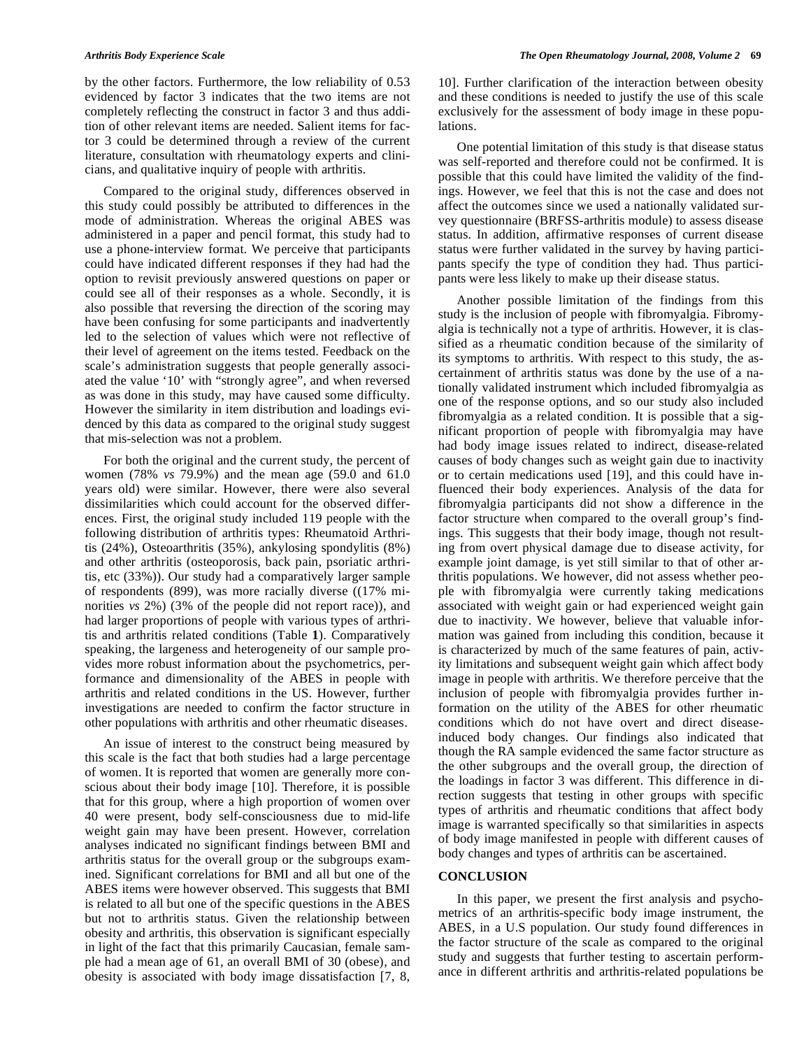by the other factors. Furthermore, the low reliability of 0.53 evidenced by factor 3 indicates that the two items are not completely reflecting the construct in factor 3 and thus addition of other relevant items are needed. Salient items for factor 3 could be determined through a review of the current literature, consultation with rheumatology experts and clinicians, and qualitative inquiry of people with arthritis.

Compared to the original study, differences observed in this study could possibly be attributed to differences in the mode of administration. Whereas the original ABES was administered in a paper and pencil format, this study had to use a phone-interview format. We perceive that participants could have indicated different responses if they had had the option to revisit previously answered questions on paper or could see all of their responses as a whole. Secondly, it is also possible that reversing the direction of the scoring may have been confusing for some participants and inadvertently led to the selection of values which were not reflective of their level of agreement on the items tested. Feedback on the scale's administration suggests that people generally associated the value '10' with "strongly agree", and when reversed as was done in this study, may have caused some difficulty. However the similarity in item distribution and loadings evidenced by this data as compared to the original study suggest that mis-selection was not a problem.

For both the original and the current study, the percent of women (78% *vs* 79.9%) and the mean age (59.0 and 61.0 years old) were similar. However, there were also several dissimilarities which could account for the observed differences. First, the original study included 119 people with the following distribution of arthritis types: Rheumatoid Arthritis (24%), Osteoarthritis (35%), ankylosing spondylitis (8%) and other arthritis (osteoporosis, back pain, psoriatic arthritis, etc (33%)). Our study had a comparatively larger sample of respondents (899), was more racially diverse ((17% minorities *vs* 2%) (3% of the people did not report race)), and had larger proportions of people with various types of arthritis and arthritis related conditions (Table **1**). Comparatively speaking, the largeness and heterogeneity of our sample provides more robust information about the psychometrics, performance and dimensionality of the ABES in people with arthritis and related conditions in the US. However, further investigations are needed to confirm the factor structure in other populations with arthritis and other rheumatic diseases.

An issue of interest to the construct being measured by this scale is the fact that both studies had a large percentage of women. It is reported that women are generally more conscious about their body image [10]. Therefore, it is possible that for this group, where a high proportion of women over 40 were present, body self-consciousness due to mid-life weight gain may have been present. However, correlation analyses indicated no significant findings between BMI and arthritis status for the overall group or the subgroups examined. Significant correlations for BMI and all but one of the ABES items were however observed. This suggests that BMI is related to all but one of the specific questions in the ABES but not to arthritis status. Given the relationship between obesity and arthritis, this observation is significant especially in light of the fact that this primarily Caucasian, female sample had a mean age of 61, an overall BMI of 30 (obese), and obesity is associated with body image dissatisfaction [7, 8, 10]. Further clarification of the interaction between obesity and these conditions is needed to justify the use of this scale exclusively for the assessment of body image in these populations.

One potential limitation of this study is that disease status was self-reported and therefore could not be confirmed. It is possible that this could have limited the validity of the findings. However, we feel that this is not the case and does not affect the outcomes since we used a nationally validated survey questionnaire (BRFSS-arthritis module) to assess disease status. In addition, affirmative responses of current disease status were further validated in the survey by having participants specify the type of condition they had. Thus participants were less likely to make up their disease status.

Another possible limitation of the findings from this study is the inclusion of people with fibromyalgia. Fibromyalgia is technically not a type of arthritis. However, it is classified as a rheumatic condition because of the similarity of its symptoms to arthritis. With respect to this study, the ascertainment of arthritis status was done by the use of a nationally validated instrument which included fibromyalgia as one of the response options, and so our study also included fibromyalgia as a related condition. It is possible that a significant proportion of people with fibromyalgia may have had body image issues related to indirect, disease-related causes of body changes such as weight gain due to inactivity or to certain medications used [19], and this could have influenced their body experiences. Analysis of the data for fibromyalgia participants did not show a difference in the factor structure when compared to the overall group's findings. This suggests that their body image, though not resulting from overt physical damage due to disease activity, for example joint damage, is yet still similar to that of other arthritis populations. We however, did not assess whether people with fibromyalgia were currently taking medications associated with weight gain or had experienced weight gain due to inactivity. We however, believe that valuable information was gained from including this condition, because it is characterized by much of the same features of pain, activity limitations and subsequent weight gain which affect body image in people with arthritis. We therefore perceive that the inclusion of people with fibromyalgia provides further information on the utility of the ABES for other rheumatic conditions which do not have overt and direct disease-induced body changes. Our findings also indicated that though the RA sample evidenced the same factor structure as the other subgroups and the overall group, the direction of the loadings in factor 3 was different. This difference in direction suggests that testing in other groups with specific types of arthritis and rheumatic conditions that affect body image is warranted specifically so that similarities in aspects of body image manifested in people with different causes of body changes and types of arthritis can be ascertained.

## CONCLUSION

In this paper, we present the first analysis and psychometrics of an arthritis-specific body image instrument, the ABES, in a U.S population. Our study found differences in the factor structure of the scale as compared to the original study and suggests that further testing to ascertain performance in different arthritis and arthritis-related populations be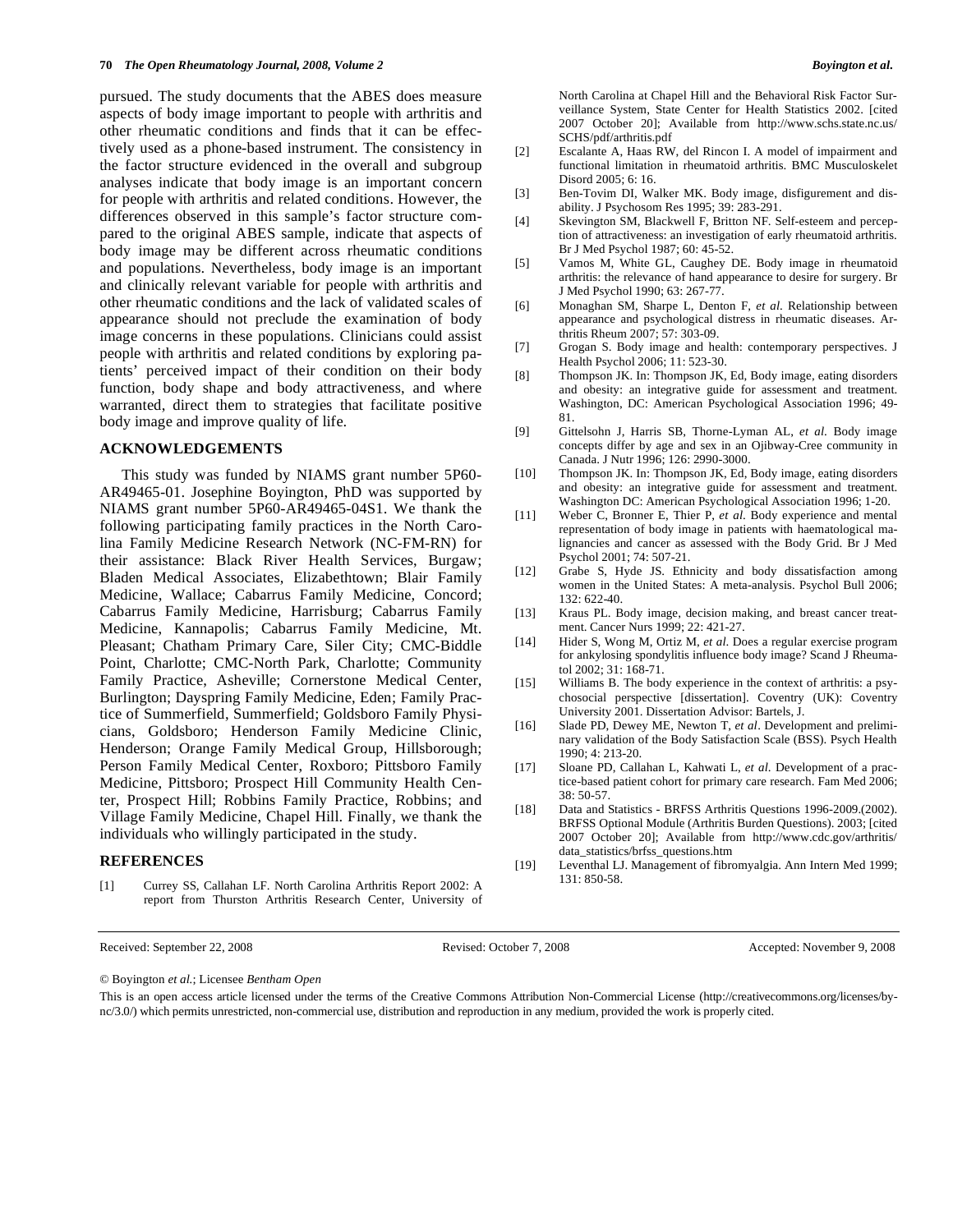pursued. The study documents that the ABES does measure aspects of body image important to people with arthritis and other rheumatic conditions and finds that it can be effectively used as a phone-based instrument. The consistency in the factor structure evidenced in the overall and subgroup analyses indicate that body image is an important concern for people with arthritis and related conditions. However, the differences observed in this sample's factor structure compared to the original ABES sample, indicate that aspects of body image may be different across rheumatic conditions and populations. Nevertheless, body image is an important and clinically relevant variable for people with arthritis and other rheumatic conditions and the lack of validated scales of appearance should not preclude the examination of body image concerns in these populations. Clinicians could assist people with arthritis and related conditions by exploring patients' perceived impact of their condition on their body function, body shape and body attractiveness, and where warranted, direct them to strategies that facilitate positive body image and improve quality of life.

## ACKNOWLEDGEMENTS

This study was funded by NIAMS grant number 5P60-AR49465-01. Josephine Boyington, PhD was supported by NIAMS grant number 5P60-AR49465-04S1. We thank the following participating family practices in the North Carolina Family Medicine Research Network (NC-FM-RN) for their assistance: Black River Health Services, Burgaw; Bladen Medical Associates, Elizabethtown; Blair Family Medicine, Wallace; Cabarrus Family Medicine, Concord; Cabarrus Family Medicine, Harrisburg; Cabarrus Family Medicine, Kannapolis; Cabarrus Family Medicine, Mt. Pleasant; Chatham Primary Care, Siler City; CMC-Biddle Point, Charlotte; CMC-North Park, Charlotte; Community Family Practice, Asheville; Cornerstone Medical Center, Burlington; Dayspring Family Medicine, Eden; Family Practice of Summerfield, Summerfield; Goldsboro Family Physicians, Goldsboro; Henderson Family Medicine Clinic, Henderson; Orange Family Medical Group, Hillsborough; Person Family Medical Center, Roxboro; Pittsboro Family Medicine, Pittsboro; Prospect Hill Community Health Center, Prospect Hill; Robbins Family Practice, Robbins; and Village Family Medicine, Chapel Hill. Finally, we thank the individuals who willingly participated in the study.

## REFERENCES

[1] Currey SS, Callahan LF. North Carolina Arthritis Report 2002: A report from Thurston Arthritis Research Center, University of North Carolina at Chapel Hill and the Behavioral Risk Factor Surveillance System, State Center for Health Statistics 2002. [cited 2007 October 20]; Available from http://www.schs.state.nc.us/SCHS/pdf/arthritis.pdf

[2] Escalante A, Haas RW, del Rincon I. A model of impairment and functional limitation in rheumatoid arthritis. BMC Musculoskelet Disord 2005; 6: 16.

[3] Ben-Tovim DI, Walker MK. Body image, disfigurement and disability. J Psychosom Res 1995; 39: 283-291.

[4] Skevington SM, Blackwell F, Britton NF. Self-esteem and perception of attractiveness: an investigation of early rheumatoid arthritis. Br J Med Psychol 1987; 60: 45-52.

[5] Vamos M, White GL, Caughey DE. Body image in rheumatoid arthritis: the relevance of hand appearance to desire for surgery. Br J Med Psychol 1990; 63: 267-77.

[6] Monaghan SM, Sharpe L, Denton F, *et al.* Relationship between appearance and psychological distress in rheumatic diseases. Arthritis Rheum 2007; 57: 303-09.

[7] Grogan S. Body image and health: contemporary perspectives. J Health Psychol 2006; 11: 523-30.

[8] Thompson JK. In: Thompson JK, Ed, Body image, eating disorders and obesity: an integrative guide for assessment and treatment. Washington, DC: American Psychological Association 1996; 49-81.

[9] Gittelsohn J, Harris SB, Thorne-Lyman AL, *et al.* Body image concepts differ by age and sex in an Ojibway-Cree community in Canada. J Nutr 1996; 126: 2990-3000.

[10] Thompson JK. In: Thompson JK, Ed, Body image, eating disorders and obesity: an integrative guide for assessment and treatment. Washington DC: American Psychological Association 1996; 1-20.

[11] Weber C, Bronner E, Thier P, *et al.* Body experience and mental representation of body image in patients with haematological malignancies and cancer as assessed with the Body Grid. Br J Med Psychol 2001; 74: 507-21.

[12] Grabe S, Hyde JS. Ethnicity and body dissatisfaction among women in the United States: A meta-analysis. Psychol Bull 2006; 132: 622-40.

[13] Kraus PL. Body image, decision making, and breast cancer treatment. Cancer Nurs 1999; 22: 421-27.

[14] Hider S, Wong M, Ortiz M, *et al.* Does a regular exercise program for ankylosing spondylitis influence body image? Scand J Rheumatol 2002; 31: 168-71.

[15] Williams B. The body experience in the context of arthritis: a psychosocial perspective [dissertation]. Coventry (UK): Coventry University 2001. Dissertation Advisor: Bartels, J.

[16] Slade PD, Dewey ME, Newton T, *et al*. Development and preliminary validation of the Body Satisfaction Scale (BSS). Psych Health 1990; 4: 213-20.

[17] Sloane PD, Callahan L, Kahwati L, *et al.* Development of a practice-based patient cohort for primary care research. Fam Med 2006; 38: 50-57.

[18] Data and Statistics - BRFSS Arthritis Questions 1996-2009.(2002). BRFSS Optional Module (Arthritis Burden Questions). 2003; [cited 2007 October 20]; Available from http://www.cdc.gov/arthritis/data_statistics/brfss_questions.htm

[19] Leventhal LJ. Management of fibromyalgia. Ann Intern Med 1999; 131: 850-58.

Received: September 22, 2008 Revised: October 7, 2008 Accepted: November 9, 2008

© Boyington *et al.*; Licensee *Bentham Open*

This is an open access article licensed under the terms of the Creative Commons Attribution Non-Commercial License (http://creativecommons.org/licenses/by-nc/3.0/) which permits unrestricted, non-commercial use, distribution and reproduction in any medium, provided the work is properly cited.